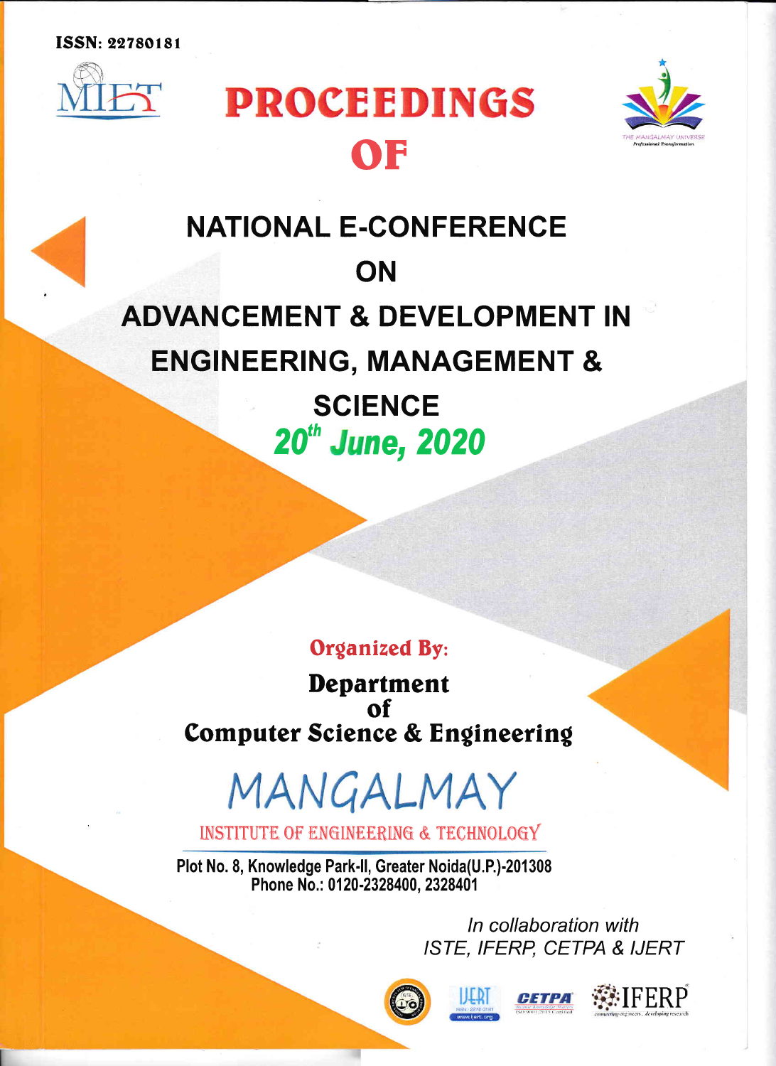ISSN: 22780181

MIET

# PROCEEDINGS OF

THE MANGALMAY UNIVERSE
Professional Transformation

## NATIONAL E-CONFERENCE ON ADVANCEMENT & DEVELOPMENT IN ENGINEERING, MANAGEMENT & SCIENCE

*20th June, 2020*

**Organized By:**

**Department of Computer Science & Engineering**

MANGALMAY

INSTITUTE OF ENGINEERING & TECHNOLOGY

**Plot No. 8, Knowledge Park-II, Greater Noida(U.P.)-201308**
**Phone No.: 0120-2328400, 2328401**

*In collaboration with*
*ISTE, IFERP, CETPA & IJERT*

IJERT CETPA IFERP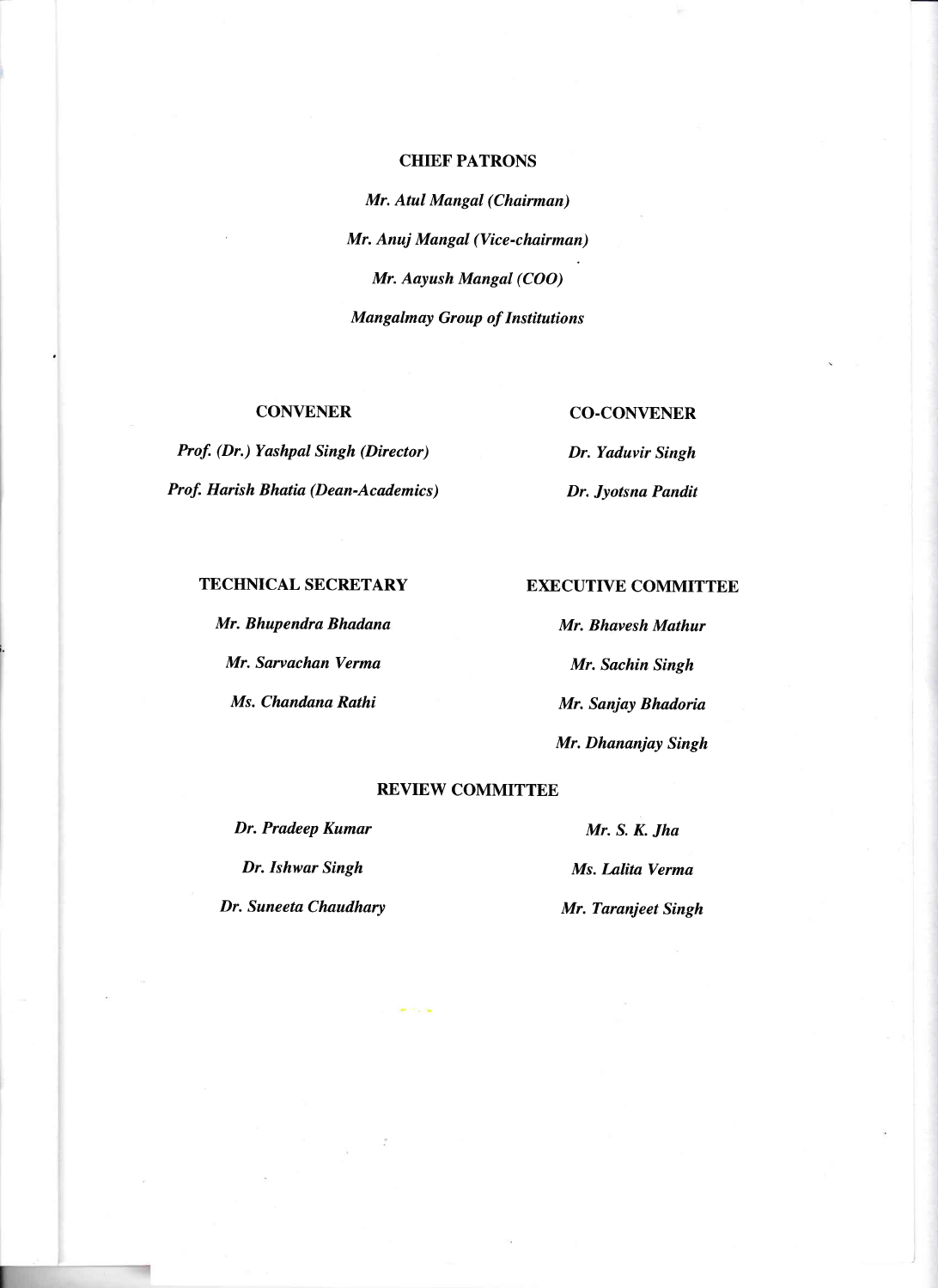## CHIEF PATRONS

*Mr. Atul Mangal (Chairman)*

*Mr. Anuj Mangal (Vice-chairman)*

*Mr. Aayush Mangal (COO)*

*Mangalmay Group of Institutions*

## CONVENER

*Prof. (Dr.) Yashpal Singh (Director)*

*Prof. Harish Bhatia (Dean-Academics)*

## CO-CONVENER

*Dr. Yaduvir Singh*

*Dr. Jyotsna Pandit*

## TECHNICAL SECRETARY

*Mr. Bhupendra Bhadana*

*Mr. Sarvachan Verma*

*Ms. Chandana Rathi*

## EXECUTIVE COMMITTEE

*Mr. Bhavesh Mathur*

*Mr. Sachin Singh*

*Mr. Sanjay Bhadoria*

*Mr. Dhananjay Singh*

## REVIEW COMMITTEE

*Dr. Pradeep Kumar*

*Dr. Ishwar Singh*

*Dr. Suneeta Chaudhary*

*Mr. S. K. Jha*

*Ms. Lalita Verma*

*Mr. Taranjeet Singh*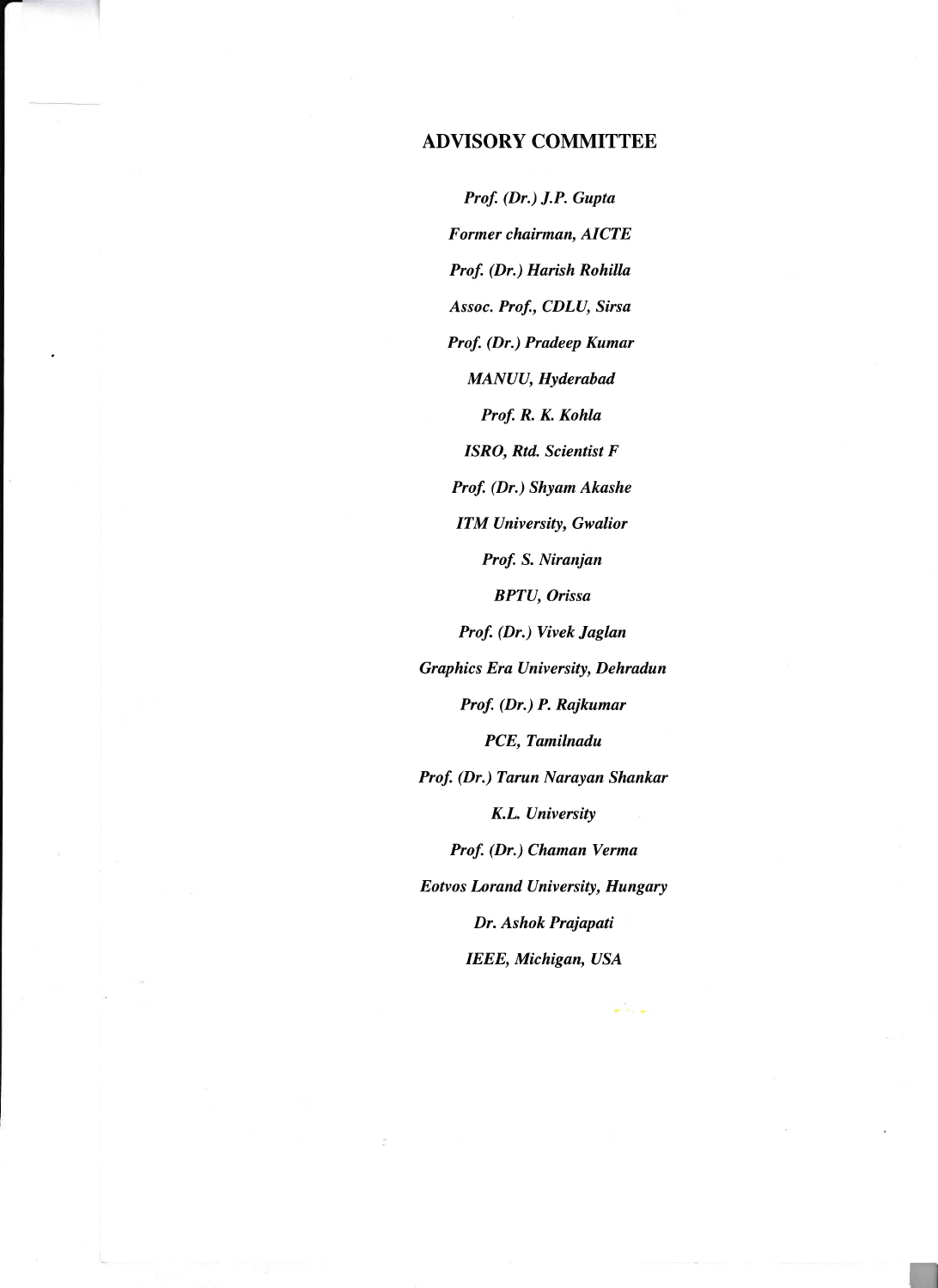## ADVISORY COMMITTEE

*Prof. (Dr.) J.P. Gupta*

*Former chairman, AICTE*

*Prof. (Dr.) Harish Rohilla*

*Assoc. Prof., CDLU, Sirsa*

*Prof. (Dr.) Pradeep Kumar*

*MANUU, Hyderabad*

*Prof. R. K. Kohla*

*ISRO, Rtd. Scientist F*

*Prof. (Dr.) Shyam Akashe*

*ITM University, Gwalior*

*Prof. S. Niranjan*

*BPTU, Orissa*

*Prof. (Dr.) Vivek Jaglan*

*Graphics Era University, Dehradun*

*Prof. (Dr.) P. Rajkumar*

*PCE, Tamilnadu*

*Prof. (Dr.) Tarun Narayan Shankar*

*K.L. University*

*Prof. (Dr.) Chaman Verma*

*Eotvos Lorand University, Hungary*

*Dr. Ashok Prajapati*

*IEEE, Michigan, USA*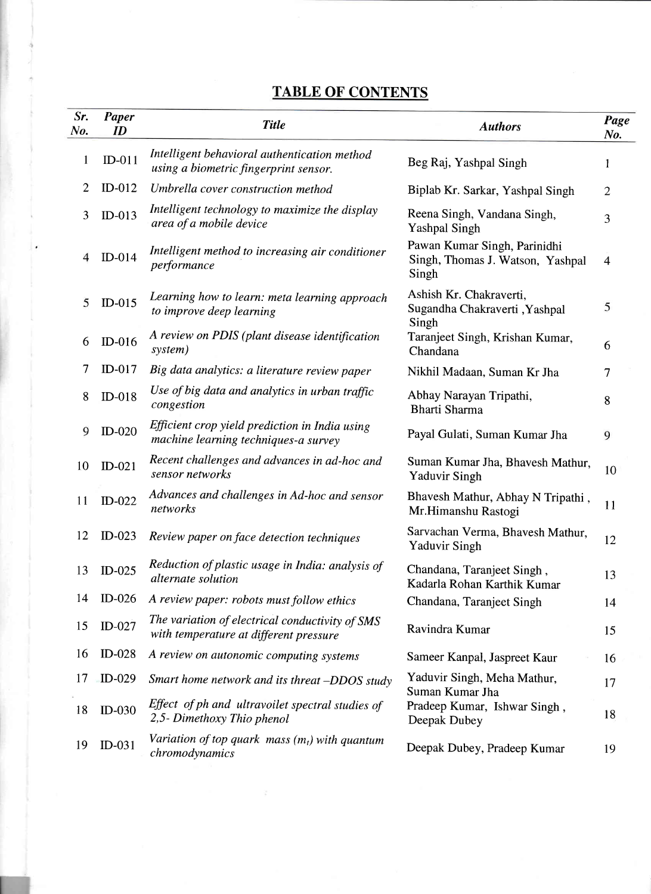# TABLE OF CONTENTS

| Sr. No. | Paper ID | Title | Authors | Page No. |
|---|---|---|---|---|
| 1 | ID-011 | *Intelligent behavioral authentication method using a biometric fingerprint sensor.* | Beg Raj, Yashpal Singh | 1 |
| 2 | ID-012 | *Umbrella cover construction method* | Biplab Kr. Sarkar, Yashpal Singh | 2 |
| 3 | ID-013 | *Intelligent technology to maximize the display area of a mobile device* | Reena Singh, Vandana Singh, Yashpal Singh | 3 |
| 4 | ID-014 | *Intelligent method to increasing air conditioner performance* | Pawan Kumar Singh, Parinidhi Singh, Thomas J. Watson, Yashpal Singh | 4 |
| 5 | ID-015 | *Learning how to learn: meta learning approach to improve deep learning* | Ashish Kr. Chakraverti, Sugandha Chakraverti ,Yashpal Singh | 5 |
| 6 | ID-016 | *A review on PDIS (plant disease identification system)* | Taranjeet Singh, Krishan Kumar, Chandana | 6 |
| 7 | ID-017 | *Big data analytics: a literature review paper* | Nikhil Madaan, Suman Kr Jha | 7 |
| 8 | ID-018 | *Use of big data and analytics in urban traffic congestion* | Abhay Narayan Tripathi, Bharti Sharma | 8 |
| 9 | ID-020 | *Efficient crop yield prediction in India using machine learning techniques-a survey* | Payal Gulati, Suman Kumar Jha | 9 |
| 10 | ID-021 | *Recent challenges and advances in ad-hoc and sensor networks* | Suman Kumar Jha, Bhavesh Mathur, Yaduvir Singh | 10 |
| 11 | ID-022 | *Advances and challenges in Ad-hoc and sensor networks* | Bhavesh Mathur, Abhay N Tripathi , Mr.Himanshu Rastogi | 11 |
| 12 | ID-023 | *Review paper on face detection techniques* | Sarvachan Verma, Bhavesh Mathur, Yaduvir Singh | 12 |
| 13 | ID-025 | *Reduction of plastic usage in India: analysis of alternate solution* | Chandana, Taranjeet Singh , Kadarla Rohan Karthik Kumar | 13 |
| 14 | ID-026 | *A review paper: robots must follow ethics* | Chandana, Taranjeet Singh | 14 |
| 15 | ID-027 | *The variation of electrical conductivity of SMS with temperature at different pressure* | Ravindra Kumar | 15 |
| 16 | ID-028 | *A review on autonomic computing systems* | Sameer Kanpal, Jaspreet Kaur | 16 |
| 17 | ID-029 | *Smart home network and its threat –DDOS study* | Yaduvir Singh, Meha Mathur, Suman Kumar Jha | 17 |
| 18 | ID-030 | *Effect of ph and ultravoilet spectral studies of 2,5- Dimethoxy Thio phenol* | Pradeep Kumar, Ishwar Singh , Deepak Dubey | 18 |
| 19 | ID-031 | *Variation of top quark mass ($m_t$) with quantum chromodynamics* | Deepak Dubey, Pradeep Kumar | 19 |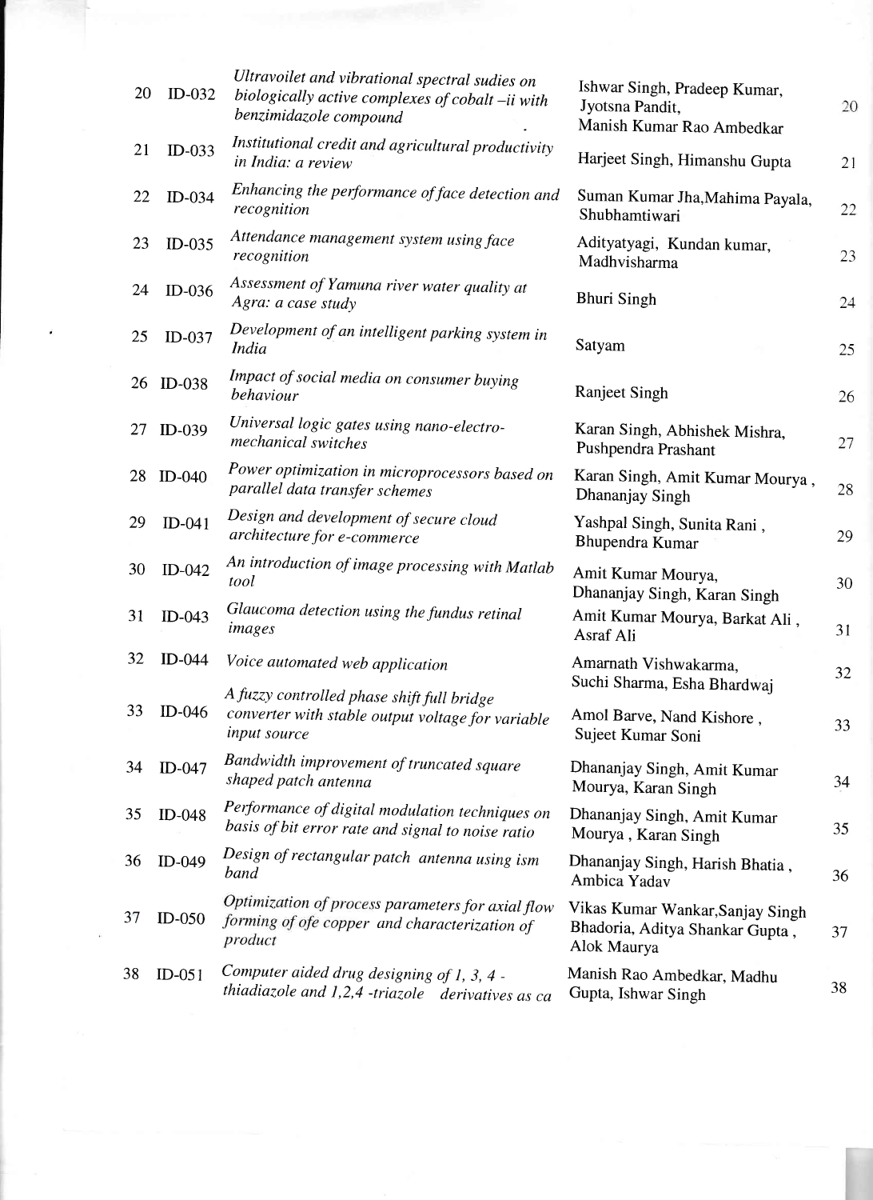| | | | | |
|---|---|---|---|---|
| 20 | ID-032 | *Ultravoilet and vibrational spectral sudies on biologically active complexes of cobalt –ii with benzimidazole compound* | Ishwar Singh, Pradeep Kumar, Jyotsna Pandit, Manish Kumar Rao Ambedkar | 20 |
| 21 | ID-033 | *Institutional credit and agricultural productivity in India: a review* | Harjeet Singh, Himanshu Gupta | 21 |
| 22 | ID-034 | *Enhancing the performance of face detection and recognition* | Suman Kumar Jha,Mahima Payala, Shubhamtiwari | 22 |
| 23 | ID-035 | *Attendance management system using face recognition* | Adityatyagi, Kundan kumar, Madhvisharma | 23 |
| 24 | ID-036 | *Assessment of Yamuna river water quality at Agra: a case study* | Bhuri Singh | 24 |
| 25 | ID-037 | *Development of an intelligent parking system in India* | Satyam | 25 |
| 26 | ID-038 | *Impact of social media on consumer buying behaviour* | Ranjeet Singh | 26 |
| 27 | ID-039 | *Universal logic gates using nano-electro-mechanical switches* | Karan Singh, Abhishek Mishra, Pushpendra Prashant | 27 |
| 28 | ID-040 | *Power optimization in microprocessors based on parallel data transfer schemes* | Karan Singh, Amit Kumar Mourya , Dhananjay Singh | 28 |
| 29 | ID-041 | *Design and development of secure cloud architecture for e-commerce* | Yashpal Singh, Sunita Rani , Bhupendra Kumar | 29 |
| 30 | ID-042 | *An introduction of image processing with Matlab tool* | Amit Kumar Mourya, Dhananjay Singh, Karan Singh | 30 |
| 31 | ID-043 | *Glaucoma detection using the fundus retinal images* | Amit Kumar Mourya, Barkat Ali , Asraf Ali | 31 |
| 32 | ID-044 | *Voice automated web application* | Amarnath Vishwakarma, Suchi Sharma, Esha Bhardwaj | 32 |
| 33 | ID-046 | *A fuzzy controlled phase shift full bridge converter with stable output voltage for variable input source* | Amol Barve, Nand Kishore , Sujeet Kumar Soni | 33 |
| 34 | ID-047 | *Bandwidth improvement of truncated square shaped patch antenna* | Dhananjay Singh, Amit Kumar Mourya, Karan Singh | 34 |
| 35 | ID-048 | *Performance of digital modulation techniques on basis of bit error rate and signal to noise ratio* | Dhananjay Singh, Amit Kumar Mourya , Karan Singh | 35 |
| 36 | ID-049 | *Design of rectangular patch antenna using ism band* | Dhananjay Singh, Harish Bhatia , Ambica Yadav | 36 |
| 37 | ID-050 | *Optimization of process parameters for axial flow forming of ofe copper and characterization of product* | Vikas Kumar Wankar,Sanjay Singh Bhadoria, Aditya Shankar Gupta , Alok Maurya | 37 |
| 38 | ID-051 | *Computer aided drug designing of 1, 3, 4 - thiadiazole and 1,2,4 -triazole derivatives as ca* | Manish Rao Ambedkar, Madhu Gupta, Ishwar Singh | 38 |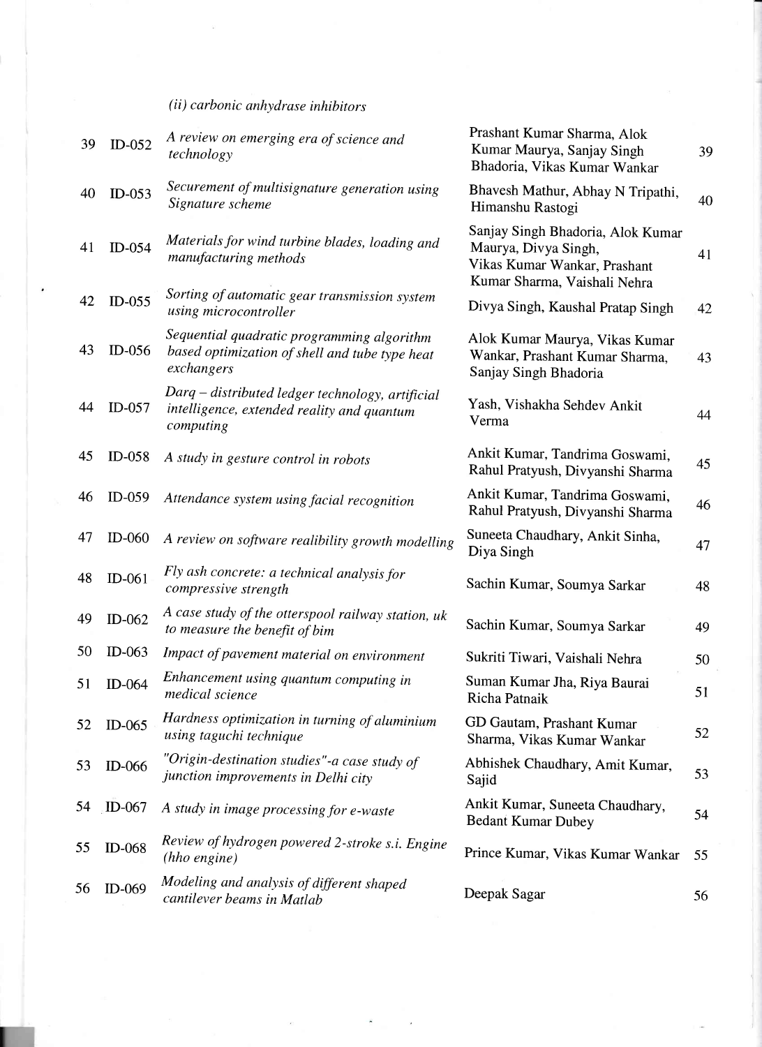*(ii) carbonic anhydrase inhibitors*

| | | | | |
|---|---|---|---|---|
| 39 | ID-052 | *A review on emerging era of science and technology* | Prashant Kumar Sharma, Alok Kumar Maurya, Sanjay Singh Bhadoria, Vikas Kumar Wankar | 39 |
| 40 | ID-053 | *Securement of multisignature generation using Signature scheme* | Bhavesh Mathur, Abhay N Tripathi, Himanshu Rastogi | 40 |
| 41 | ID-054 | *Materials for wind turbine blades, loading and manufacturing methods* | Sanjay Singh Bhadoria, Alok Kumar Maurya, Divya Singh, Vikas Kumar Wankar, Prashant Kumar Sharma, Vaishali Nehra | 41 |
| 42 | ID-055 | *Sorting of automatic gear transmission system using microcontroller* | Divya Singh, Kaushal Pratap Singh | 42 |
| 43 | ID-056 | *Sequential quadratic programming algorithm based optimization of shell and tube type heat exchangers* | Alok Kumar Maurya, Vikas Kumar Wankar, Prashant Kumar Sharma, Sanjay Singh Bhadoria | 43 |
| 44 | ID-057 | *Darq – distributed ledger technology, artificial intelligence, extended reality and quantum computing* | Yash, Vishakha Sehdev Ankit Verma | 44 |
| 45 | ID-058 | *A study in gesture control in robots* | Ankit Kumar, Tandrima Goswami, Rahul Pratyush, Divyanshi Sharma | 45 |
| 46 | ID-059 | *Attendance system using facial recognition* | Ankit Kumar, Tandrima Goswami, Rahul Pratyush, Divyanshi Sharma | 46 |
| 47 | ID-060 | *A review on software realibility growth modelling* | Suneeta Chaudhary, Ankit Sinha, Diya Singh | 47 |
| 48 | ID-061 | *Fly ash concrete: a technical analysis for compressive strength* | Sachin Kumar, Soumya Sarkar | 48 |
| 49 | ID-062 | *A case study of the otterspool railway station, uk to measure the benefit of bim* | Sachin Kumar, Soumya Sarkar | 49 |
| 50 | ID-063 | *Impact of pavement material on environment* | Sukriti Tiwari, Vaishali Nehra | 50 |
| 51 | ID-064 | *Enhancement using quantum computing in medical science* | Suman Kumar Jha, Riya Baurai Richa Patnaik | 51 |
| 52 | ID-065 | *Hardness optimization in turning of aluminium using taguchi technique* | GD Gautam, Prashant Kumar Sharma, Vikas Kumar Wankar | 52 |
| 53 | ID-066 | *"Origin-destination studies"-a case study of junction improvements in Delhi city* | Abhishek Chaudhary, Amit Kumar, Sajid | 53 |
| 54 | ID-067 | *A study in image processing for e-waste* | Ankit Kumar, Suneeta Chaudhary, Bedant Kumar Dubey | 54 |
| 55 | ID-068 | *Review of hydrogen powered 2-stroke s.i. Engine (hho engine)* | Prince Kumar, Vikas Kumar Wankar | 55 |
| 56 | ID-069 | *Modeling and analysis of different shaped cantilever beams in Matlab* | Deepak Sagar | 56 |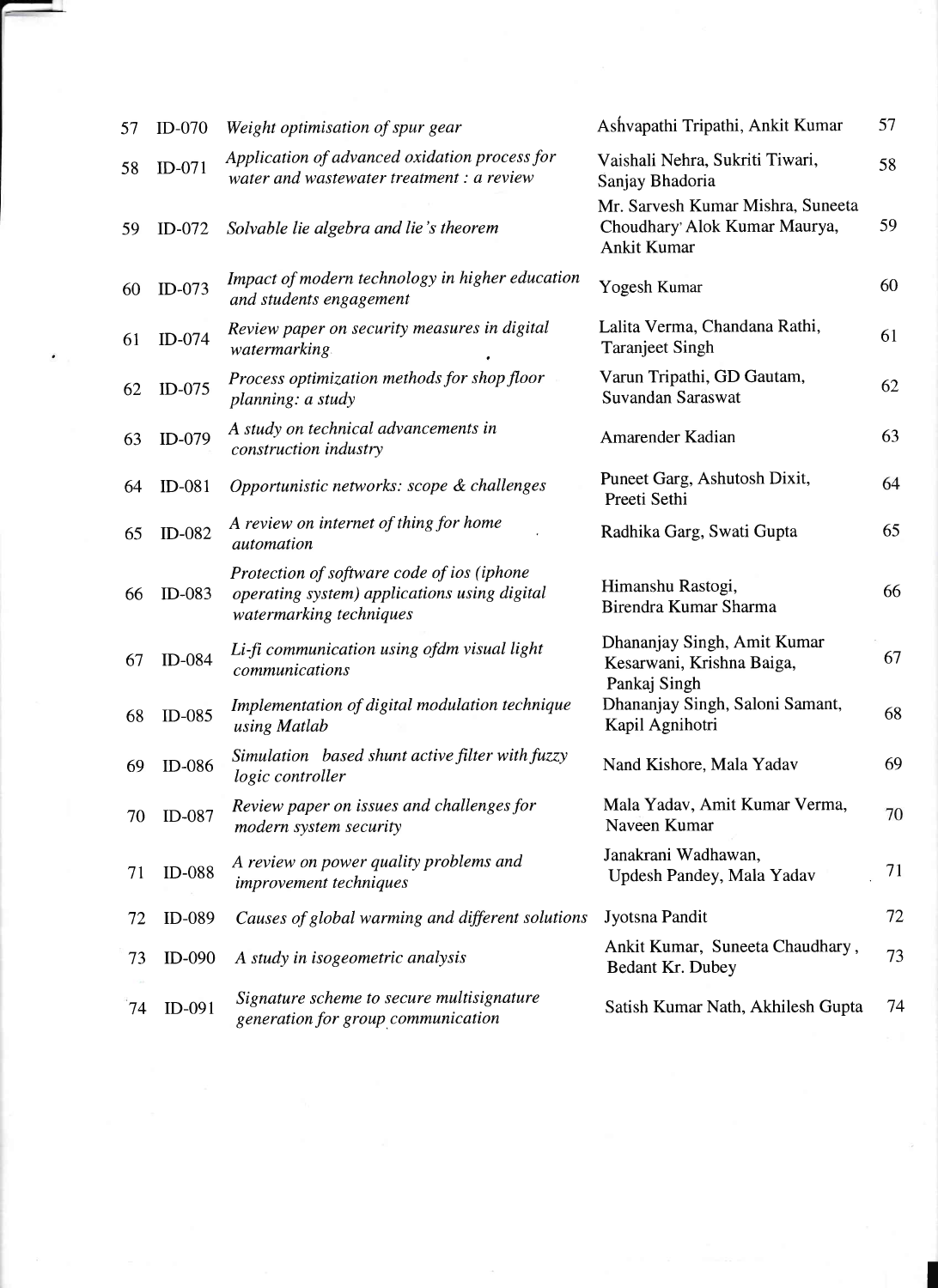| | | | | |
|---|---|---|---|---|
| 57 | ID-070 | *Weight optimisation of spur gear* | Ashvapathi Tripathi, Ankit Kumar | 57 |
| 58 | ID-071 | *Application of advanced oxidation process for water and wastewater treatment : a review* | Vaishali Nehra, Sukriti Tiwari, Sanjay Bhadoria | 58 |
| 59 | ID-072 | *Solvable lie algebra and lie's theorem* | Mr. Sarvesh Kumar Mishra, Suneeta Choudhary' Alok Kumar Maurya, Ankit Kumar | 59 |
| 60 | ID-073 | *Impact of modern technology in higher education and students engagement* | Yogesh Kumar | 60 |
| 61 | ID-074 | *Review paper on security measures in digital watermarking* | Lalita Verma, Chandana Rathi, Taranjeet Singh | 61 |
| 62 | ID-075 | *Process optimization methods for shop floor planning: a study* | Varun Tripathi, GD Gautam, Suvandan Saraswat | 62 |
| 63 | ID-079 | *A study on technical advancements in construction industry* | Amarender Kadian | 63 |
| 64 | ID-081 | *Opportunistic networks: scope & challenges* | Puneet Garg, Ashutosh Dixit, Preeti Sethi | 64 |
| 65 | ID-082 | *A review on internet of thing for home automation* | Radhika Garg, Swati Gupta | 65 |
| 66 | ID-083 | *Protection of software code of ios (iphone operating system) applications using digital watermarking techniques* | Himanshu Rastogi, Birendra Kumar Sharma | 66 |
| 67 | ID-084 | *Li-fi communication using ofdm visual light communications* | Dhananjay Singh, Amit Kumar Kesarwani, Krishna Baiga, Pankaj Singh | 67 |
| 68 | ID-085 | *Implementation of digital modulation technique using Matlab* | Dhananjay Singh, Saloni Samant, Kapil Agnihotri | 68 |
| 69 | ID-086 | *Simulation based shunt active filter with fuzzy logic controller* | Nand Kishore, Mala Yadav | 69 |
| 70 | ID-087 | *Review paper on issues and challenges for modern system security* | Mala Yadav, Amit Kumar Verma, Naveen Kumar | 70 |
| 71 | ID-088 | *A review on power quality problems and improvement techniques* | Janakrani Wadhawan, Updesh Pandey, Mala Yadav | 71 |
| 72 | ID-089 | *Causes of global warming and different solutions* | Jyotsna Pandit | 72 |
| 73 | ID-090 | *A study in isogeometric analysis* | Ankit Kumar, Suneeta Chaudhary, Bedant Kr. Dubey | 73 |
| 74 | ID-091 | *Signature scheme to secure multisignature generation for group communication* | Satish Kumar Nath, Akhilesh Gupta | 74 |